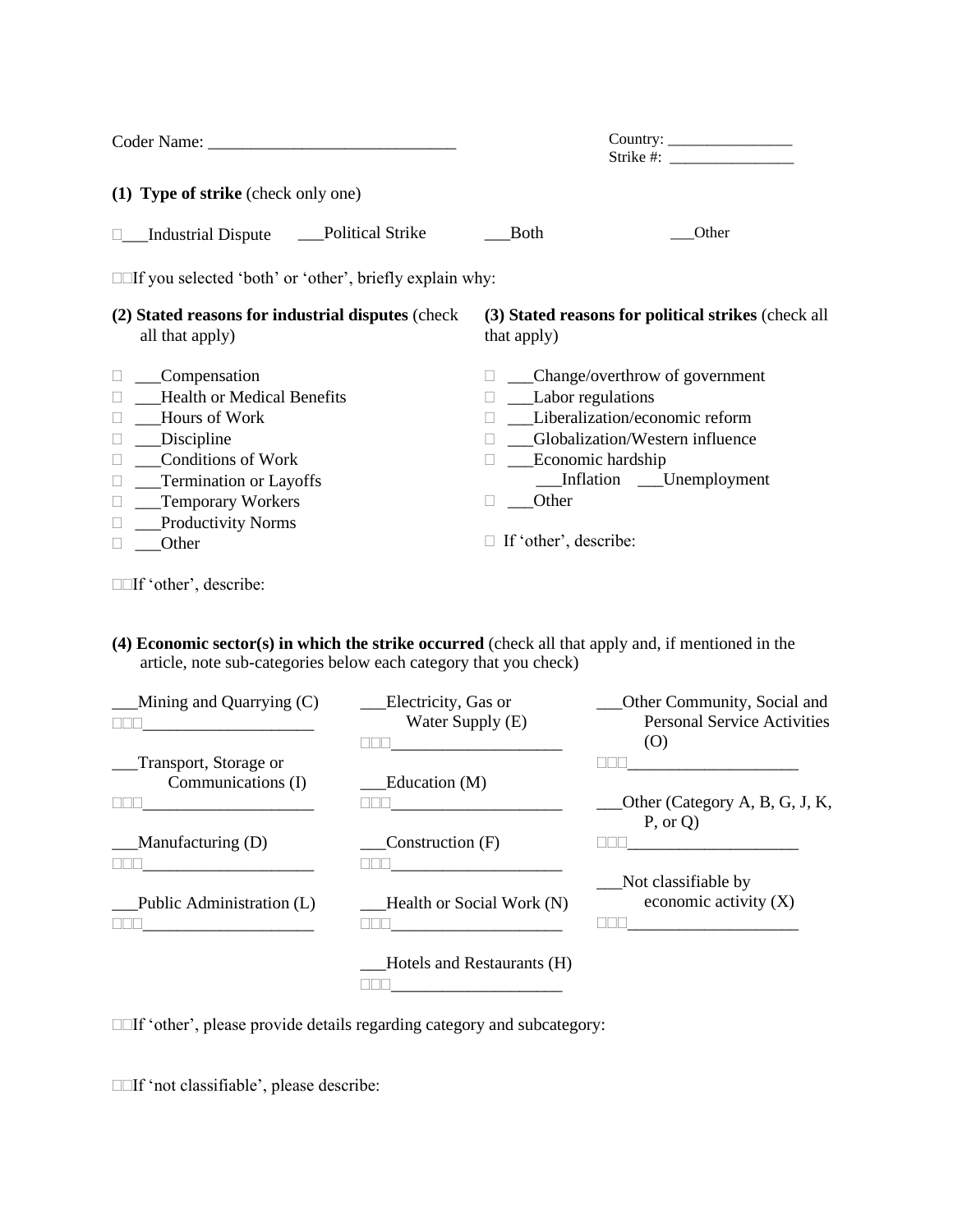Coder Name: ______________________________

Country: ________________
Strike #: ________________

**(1) Type of strike** (check only one)

___Industrial Dispute ___Political Strike ___Both ___Other

If you selected 'both' or 'other', briefly explain why:

**(2) Stated reasons for industrial disputes** (check all that apply)

- ___Compensation
- ___Health or Medical Benefits
- ___Hours of Work
- ___Discipline
- ___Conditions of Work
- ___Termination or Layoffs
- ___Temporary Workers
- ___Productivity Norms
- ___Other

If 'other', describe:

**(3) Stated reasons for political strikes** (check all that apply)

- ___Change/overthrow of government
- ___Labor regulations
- ___Liberalization/economic reform
- ___Globalization/Western influence
- ___Economic hardship
  - ___Inflation ___Unemployment
- ___Other

If 'other', describe:

**(4) Economic sector(s) in which the strike occurred** (check all that apply and, if mentioned in the article, note sub-categories below each category that you check)

___Mining and Quarrying (C)
____________________

___Transport, Storage or Communications (I)
____________________

___Manufacturing (D)
____________________

___Public Administration (L)
____________________

___Electricity, Gas or Water Supply (E)
____________________

___Education (M)
____________________

___Construction (F)
____________________

___Health or Social Work (N)
____________________

___Hotels and Restaurants (H)
____________________

___Other Community, Social and Personal Service Activities (O)
____________________

___Other (Category A, B, G, J, K, P, or Q)
____________________

___Not classifiable by economic activity (X)
____________________

If 'other', please provide details regarding category and subcategory:

If 'not classifiable', please describe: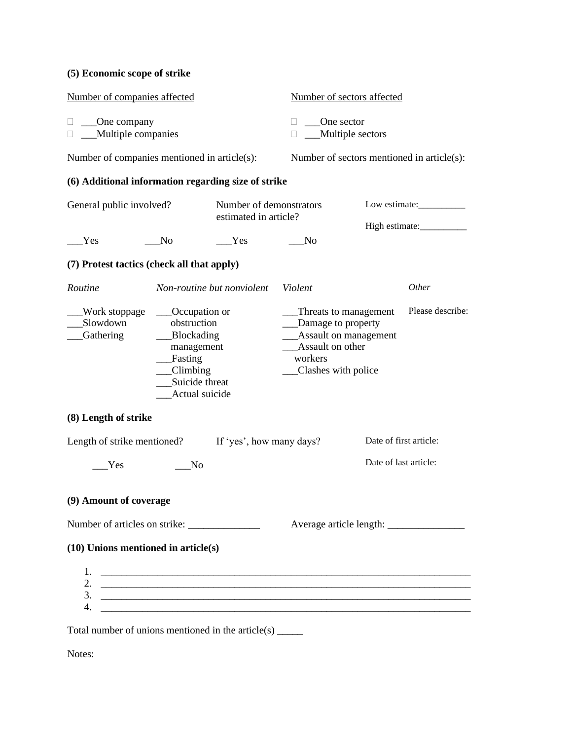**(5) Economic scope of strike**

| Number of companies affected | Number of sectors affected |
|---|---|
| □ ___One company | □ ___One sector |
| □ ___Multiple companies | □ ___Multiple sectors |
| Number of companies mentioned in article(s): | Number of sectors mentioned in article(s): |

**(6) Additional information regarding size of strike**

| General public involved? | | Number of demonstrators estimated in article? | | Low estimate:__________ High estimate:__________ |
|---|---|---|---|---|
| ___Yes | ___No | ___Yes | ___No | |

**(7) Protest tactics (check all that apply)**

| *Routine* | *Non-routine but nonviolent* | *Violent* | *Other* |
|---|---|---|---|
| ___Work stoppage | ___Occupation or obstruction | ___Threats to management | Please describe: |
| ___Slowdown | ___Blockading management | ___Damage to property | |
| ___Gathering | ___Fasting | ___Assault on management | |
| | ___Climbing | ___Assault on other workers | |
| | ___Suicide threat | ___Clashes with police | |
| | ___Actual suicide | | |

**(8) Length of strike**

| Length of strike mentioned? | | If 'yes', how many days? | Date of first article: |
|---|---|---|---|
| ___Yes | ___No | | Date of last article: |

**(9) Amount of coverage**

Number of articles on strike: ______________ Average article length: _______________

**(10) Unions mentioned in article(s)**

1. ___________________________________________________________________________
2. ___________________________________________________________________________
3. ___________________________________________________________________________
4. ___________________________________________________________________________

Total number of unions mentioned in the article(s) _____

Notes: